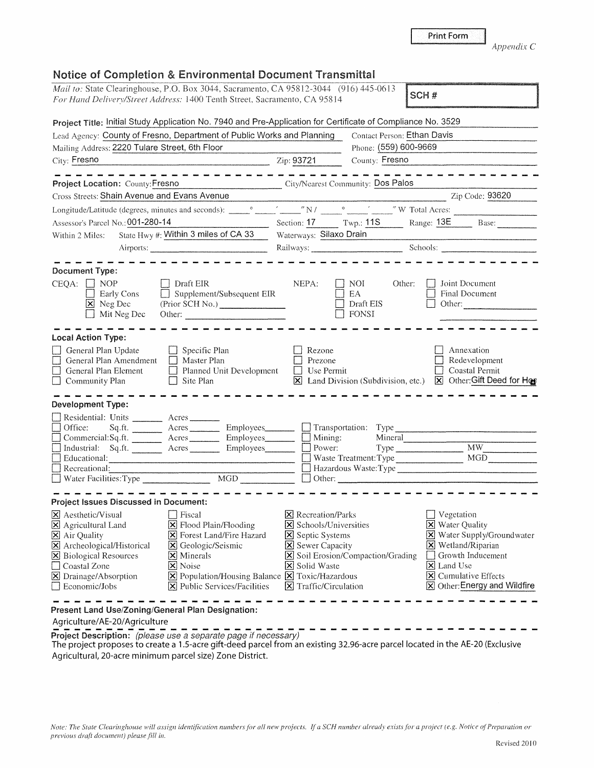Print Form

*Appendix C*

## Notice of Completion & Environmental Document Transmittal

*Mail to:* State Clearinghouse, P.O. Box 3044, Sacramento, CA 95812-3044 (916) 445-0613
*For Hand Delivery/Street Address:* 1400 Tenth Street, Sacramento, CA 95814

**SCH #**

**Project Title:** Initial Study Application No. 7940 and Pre-Application for Certificate of Compliance No. 3529

Lead Agency: County of Fresno, Department of Public Works and Planning
Contact Person: Ethan Davis
Mailing Address: 2220 Tulare Street, 6th Floor
Phone: (559) 600-9669
City: Fresno
Zip: 93721
County: Fresno

---

**Project Location:** County: Fresno
City/Nearest Community: Dos Palos
Cross Streets: Shain Avenue and Evans Avenue
Zip Code: 93620
Longitude/Latitude (degrees, minutes and seconds): ____° ____′ ____″ N / ____° ____′ ____″ W Total Acres: ____
Assessor's Parcel No.: 001-280-14
Section: 17
Twp.: 11S
Range: 13E
Base: ____
Within 2 Miles: State Hwy #: Within 3 miles of CA 33
Waterways: Silaxo Drain
Airports: ____
Railways: ____
Schools: ____

---

**Document Type:**

CEQA:
- [ ] NOP
- [ ] Early Cons
- [x] Neg Dec
- [ ] Mit Neg Dec
- [ ] Draft EIR
- [ ] Supplement/Subsequent EIR (Prior SCH No.) ____
- Other: ____

NEPA:
- [ ] NOI
- [ ] EA
- [ ] Draft EIS
- [ ] FONSI

Other:
- [ ] Joint Document
- [ ] Final Document
- [ ] Other: ____

---

**Local Action Type:**

- [ ] General Plan Update
- [ ] General Plan Amendment
- [ ] General Plan Element
- [ ] Community Plan
- [ ] Specific Plan
- [ ] Master Plan
- [ ] Planned Unit Development
- [ ] Site Plan
- [ ] Rezone
- [ ] Prezone
- [ ] Use Permit
- [x] Land Division (Subdivision, etc.)
- [ ] Annexation
- [ ] Redevelopment
- [ ] Coastal Permit
- [x] Other: Gift Deed for Ho

---

**Development Type:**

- [ ] Residential: Units ____ Acres ____
- [ ] Office: Sq.ft. ____ Acres ____ Employees ____
- [ ] Commercial: Sq.ft. ____ Acres ____ Employees ____
- [ ] Industrial: Sq.ft. ____ Acres ____ Employees ____
- [ ] Educational: ____
- [ ] Recreational: ____
- [ ] Water Facilities: Type ____ MGD ____
- [ ] Transportation: Type ____
- [ ] Mining: Mineral ____
- [ ] Power: Type ____ MW ____
- [ ] Waste Treatment: Type ____ MGD ____
- [ ] Hazardous Waste: Type ____
- [ ] Other: ____

---

**Project Issues Discussed in Document:**

- [x] Aesthetic/Visual
- [x] Agricultural Land
- [x] Air Quality
- [x] Archeological/Historical
- [x] Biological Resources
- [ ] Coastal Zone
- [x] Drainage/Absorption
- [ ] Economic/Jobs
- [ ] Fiscal
- [x] Flood Plain/Flooding
- [x] Forest Land/Fire Hazard
- [x] Geologic/Seismic
- [x] Minerals
- [x] Noise
- [x] Population/Housing Balance
- [x] Public Services/Facilities
- [x] Recreation/Parks
- [x] Schools/Universities
- [x] Septic Systems
- [x] Sewer Capacity
- [x] Soil Erosion/Compaction/Grading
- [x] Solid Waste
- [x] Toxic/Hazardous
- [x] Traffic/Circulation
- [ ] Vegetation
- [x] Water Quality
- [x] Water Supply/Groundwater
- [x] Wetland/Riparian
- [ ] Growth Inducement
- [x] Land Use
- [x] Cumulative Effects
- [x] Other: Energy and Wildfire

---

**Present Land Use/Zoning/General Plan Designation:**

Agriculture/AE-20/Agriculture

---

**Project Description:** *(please use a separate page if necessary)*

The project proposes to create a 1.5-acre gift-deed parcel from an existing 32.96-acre parcel located in the AE-20 (Exclusive Agricultural, 20-acre minimum parcel size) Zone District.

*Note: The State Clearinghouse will assign identification numbers for all new projects. If a SCH number already exists for a project (e.g. Notice of Preparation or previous draft document) please fill in.*

Revised 2010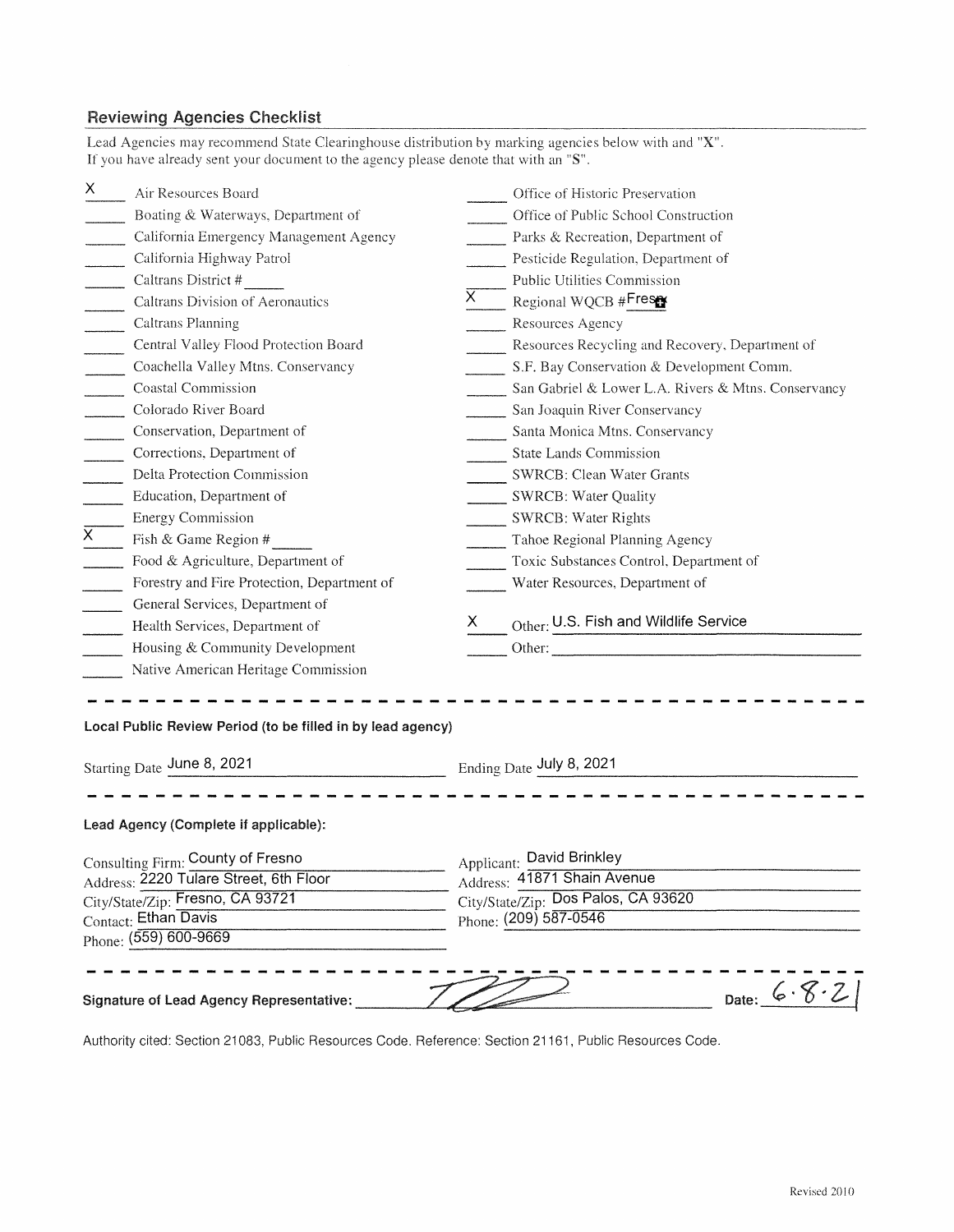## Reviewing Agencies Checklist

Lead Agencies may recommend State Clearinghouse distribution by marking agencies below with and "X".
If you have already sent your document to the agency please denote that with an "S".

- X Air Resources Board
- ___ Boating & Waterways, Department of
- ___ California Emergency Management Agency
- ___ California Highway Patrol
- ___ Caltrans District # ___
- ___ Caltrans Division of Aeronautics
- ___ Caltrans Planning
- ___ Central Valley Flood Protection Board
- ___ Coachella Valley Mtns. Conservancy
- ___ Coastal Commission
- ___ Colorado River Board
- ___ Conservation, Department of
- ___ Corrections, Department of
- ___ Delta Protection Commission
- ___ Education, Department of
- ___ Energy Commission
- X Fish & Game Region # ___
- ___ Food & Agriculture, Department of
- ___ Forestry and Fire Protection, Department of
- ___ General Services, Department of
- ___ Health Services, Department of
- ___ Housing & Community Development
- ___ Native American Heritage Commission
- ___ Office of Historic Preservation
- ___ Office of Public School Construction
- ___ Parks & Recreation, Department of
- ___ Pesticide Regulation, Department of
- ___ Public Utilities Commission
- X Regional WQCB #Fresno
- ___ Resources Agency
- ___ Resources Recycling and Recovery, Department of
- ___ S.F. Bay Conservation & Development Comm.
- ___ San Gabriel & Lower L.A. Rivers & Mtns. Conservancy
- ___ San Joaquin River Conservancy
- ___ Santa Monica Mtns. Conservancy
- ___ State Lands Commission
- ___ SWRCB: Clean Water Grants
- ___ SWRCB: Water Quality
- ___ SWRCB: Water Rights
- ___ Tahoe Regional Planning Agency
- ___ Toxic Substances Control, Department of
- ___ Water Resources, Department of
- X Other: U.S. Fish and Wildlife Service
- ___ Other: ___

---

**Local Public Review Period (to be filled in by lead agency)**

Starting Date June 8, 2021 Ending Date July 8, 2021

---

**Lead Agency (Complete if applicable):**

Consulting Firm: County of Fresno
Address: 2220 Tulare Street, 6th Floor
City/State/Zip: Fresno, CA 93721
Contact: Ethan Davis
Phone: (559) 600-9669

Applicant: David Brinkley
Address: 41871 Shain Avenue
City/State/Zip: Dos Palos, CA 93620
Phone: (209) 587-0546

---

**Signature of Lead Agency Representative:** [signature] **Date:** 6·8·21

Authority cited: Section 21083, Public Resources Code. Reference: Section 21161, Public Resources Code.

Revised 2010